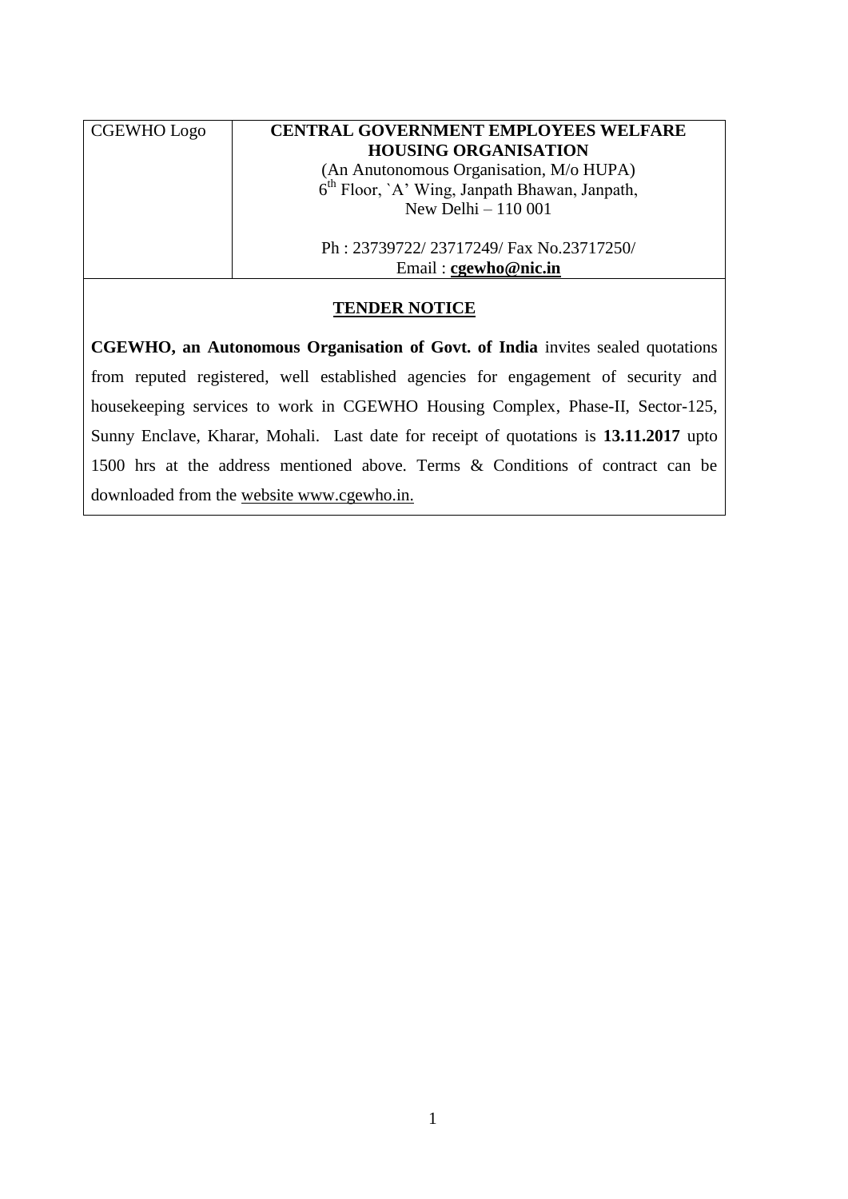| CGEWHO Logo | **CENTRAL GOVERNMENT EMPLOYEES WELFARE HOUSING ORGANISATION**<br>(An Anutonomous Organisation, M/o HUPA)<br>6th Floor, `A' Wing, Janpath Bhawan, Janpath,<br>New Delhi – 110 001<br><br>Ph : 23739722/ 23717249/ Fax No.23717250/<br>Email : **cgewho@nic.in** |
|---|---|

## TENDER NOTICE

**CGEWHO, an Autonomous Organisation of Govt. of India** invites sealed quotations from reputed registered, well established agencies for engagement of security and housekeeping services to work in CGEWHO Housing Complex, Phase-II, Sector-125, Sunny Enclave, Kharar, Mohali. Last date for receipt of quotations is **13.11.2017** upto 1500 hrs at the address mentioned above. Terms & Conditions of contract can be downloaded from the website www.cgewho.in.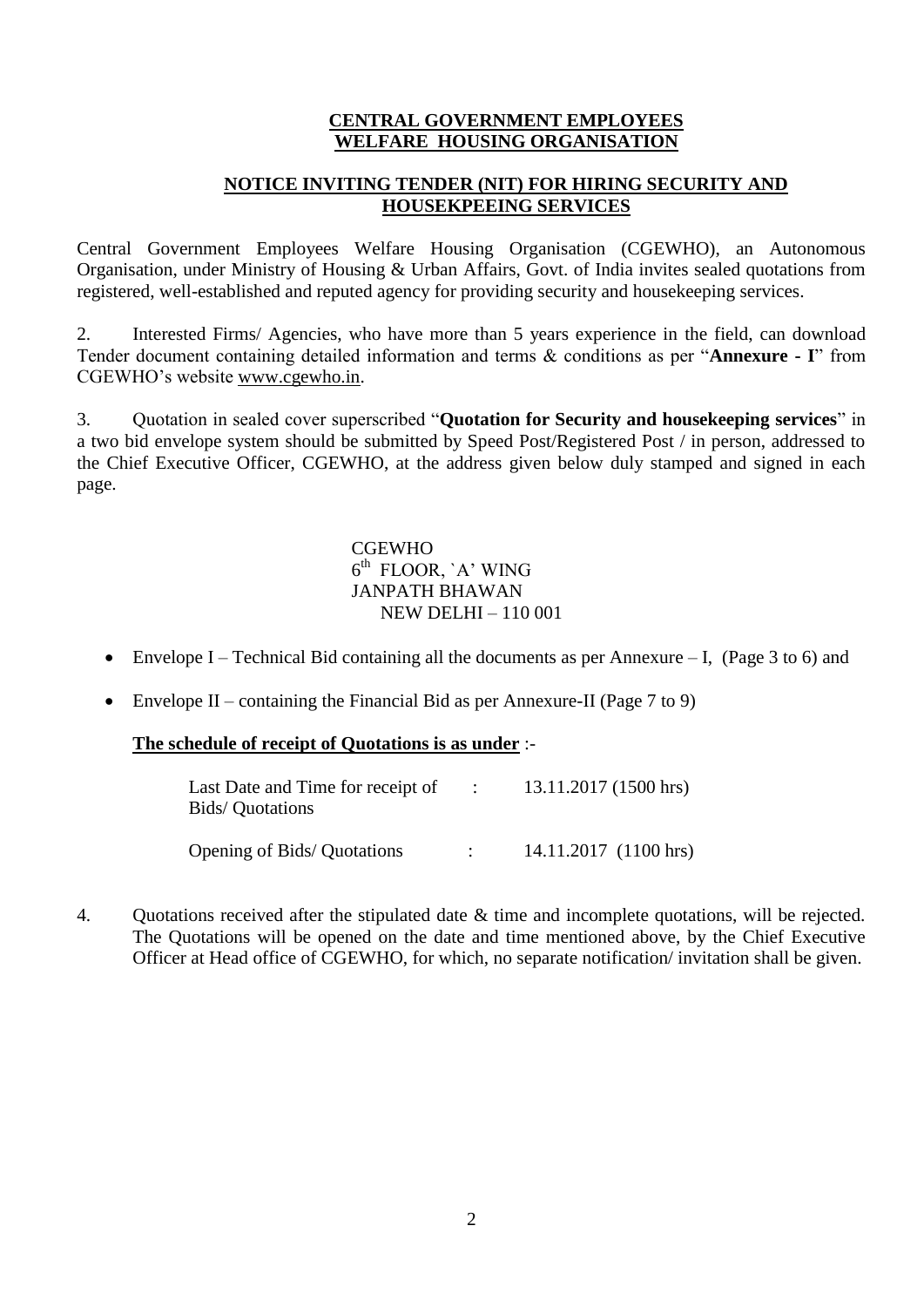**CENTRAL GOVERNMENT EMPLOYEES WELFARE HOUSING ORGANISATION**

**NOTICE INVITING TENDER (NIT) FOR HIRING SECURITY AND HOUSEKPEEING SERVICES**

Central Government Employees Welfare Housing Organisation (CGEWHO), an Autonomous Organisation, under Ministry of Housing & Urban Affairs, Govt. of India invites sealed quotations from registered, well-established and reputed agency for providing security and housekeeping services.

2. Interested Firms/ Agencies, who have more than 5 years experience in the field, can download Tender document containing detailed information and terms & conditions as per "**Annexure - I**" from CGEWHO's website www.cgewho.in.

3. Quotation in sealed cover superscribed "**Quotation for Security and housekeeping services**" in a two bid envelope system should be submitted by Speed Post/Registered Post / in person, addressed to the Chief Executive Officer, CGEWHO, at the address given below duly stamped and signed in each page.

CGEWHO
6th FLOOR, `A' WING
JANPATH BHAWAN
NEW DELHI – 110 001

- Envelope I – Technical Bid containing all the documents as per Annexure – I, (Page 3 to 6) and
- Envelope II – containing the Financial Bid as per Annexure-II (Page 7 to 9)

**The schedule of receipt of Quotations is as under** :-

| | | |
|---|---|---|
| Last Date and Time for receipt of Bids/ Quotations | : | 13.11.2017 (1500 hrs) |
| Opening of Bids/ Quotations | : | 14.11.2017 (1100 hrs) |

4. Quotations received after the stipulated date & time and incomplete quotations, will be rejected. The Quotations will be opened on the date and time mentioned above, by the Chief Executive Officer at Head office of CGEWHO, for which, no separate notification/ invitation shall be given.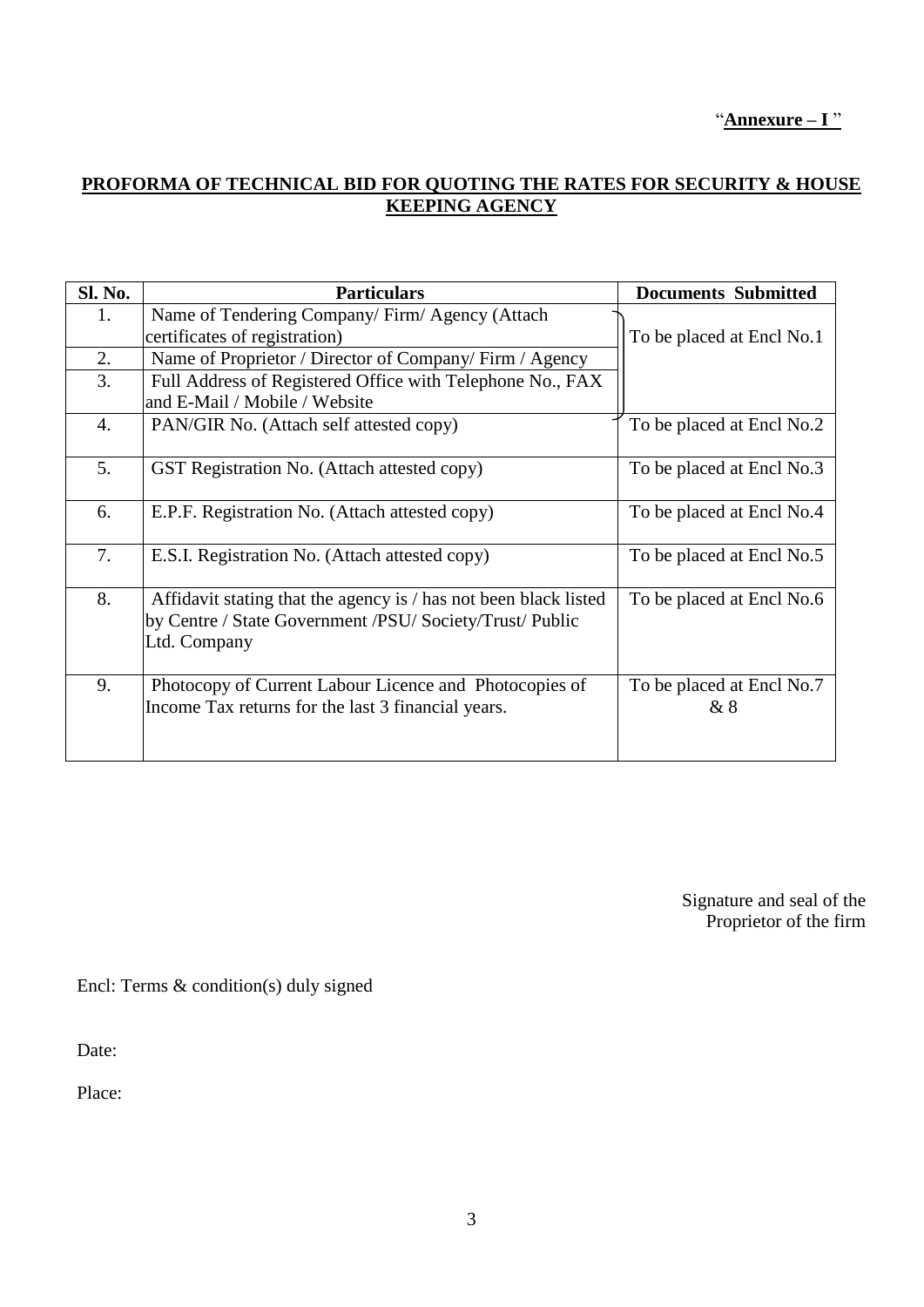"**Annexure – I** "

**PROFORMA OF TECHNICAL BID FOR QUOTING THE RATES FOR SECURITY & HOUSE KEEPING AGENCY**

| Sl. No. | Particulars | Documents Submitted |
|---|---|---|
| 1. | Name of Tendering Company/ Firm/ Agency (Attach certificates of registration) | To be placed at Encl No.1 |
| 2. | Name of Proprietor / Director of Company/ Firm / Agency | |
| 3. | Full Address of Registered Office with Telephone No., FAX and E-Mail / Mobile / Website | |
| 4. | PAN/GIR No. (Attach self attested copy) | To be placed at Encl No.2 |
| 5. | GST Registration No. (Attach attested copy) | To be placed at Encl No.3 |
| 6. | E.P.F. Registration No. (Attach attested copy) | To be placed at Encl No.4 |
| 7. | E.S.I. Registration No. (Attach attested copy) | To be placed at Encl No.5 |
| 8. | Affidavit stating that the agency is / has not been black listed by Centre / State Government /PSU/ Society/Trust/ Public Ltd. Company | To be placed at Encl No.6 |
| 9. | Photocopy of Current Labour Licence and Photocopies of Income Tax returns for the last 3 financial years. | To be placed at Encl No.7 & 8 |

Signature and seal of the
Proprietor of the firm

Encl: Terms & condition(s) duly signed

Date:

Place: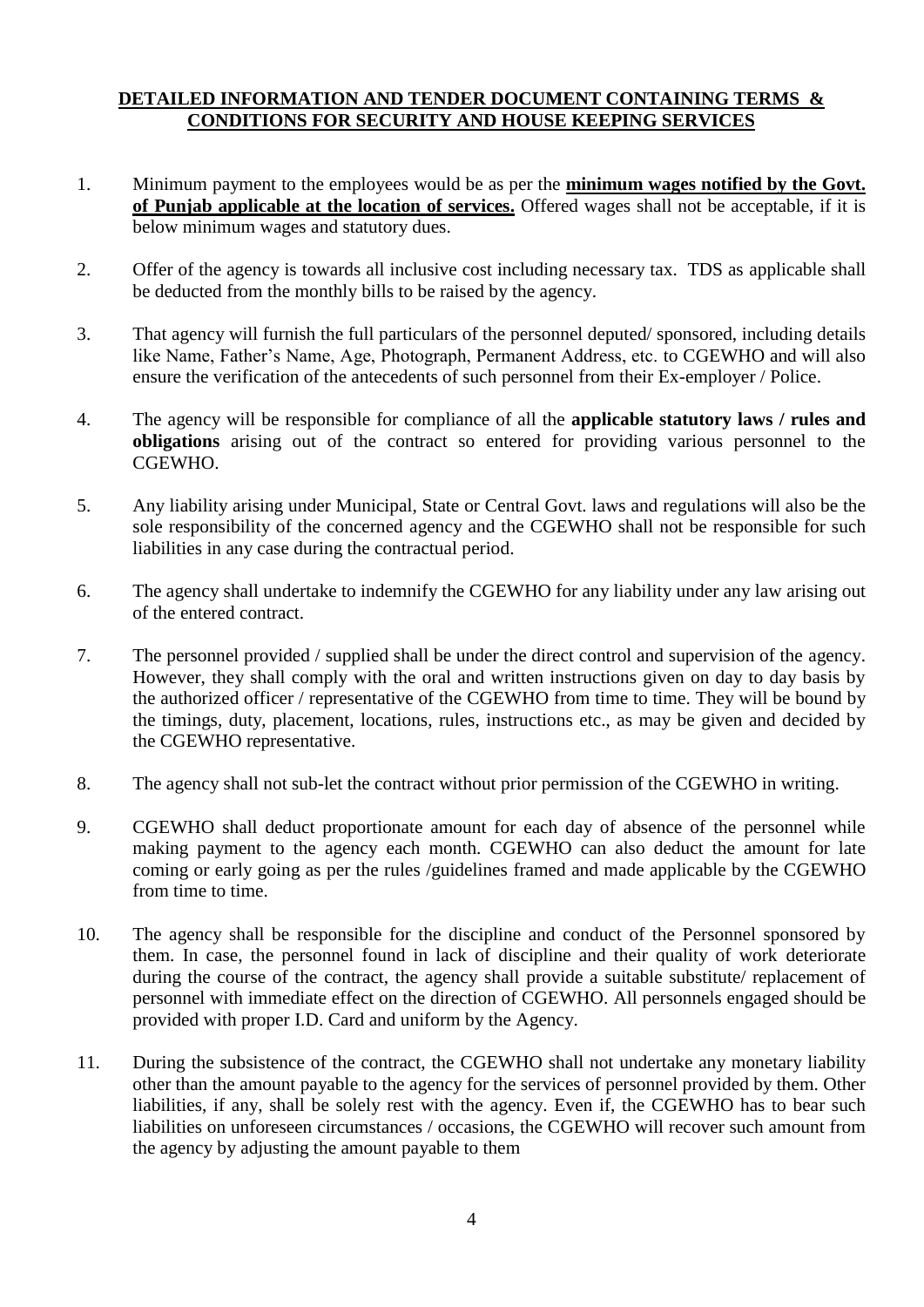**DETAILED INFORMATION AND TENDER DOCUMENT CONTAINING TERMS & CONDITIONS FOR SECURITY AND HOUSE KEEPING SERVICES**

1. Minimum payment to the employees would be as per the **minimum wages notified by the Govt. of Punjab applicable at the location of services.** Offered wages shall not be acceptable, if it is below minimum wages and statutory dues.

2. Offer of the agency is towards all inclusive cost including necessary tax. TDS as applicable shall be deducted from the monthly bills to be raised by the agency.

3. That agency will furnish the full particulars of the personnel deputed/ sponsored, including details like Name, Father's Name, Age, Photograph, Permanent Address, etc. to CGEWHO and will also ensure the verification of the antecedents of such personnel from their Ex-employer / Police.

4. The agency will be responsible for compliance of all the **applicable statutory laws / rules and obligations** arising out of the contract so entered for providing various personnel to the CGEWHO.

5. Any liability arising under Municipal, State or Central Govt. laws and regulations will also be the sole responsibility of the concerned agency and the CGEWHO shall not be responsible for such liabilities in any case during the contractual period.

6. The agency shall undertake to indemnify the CGEWHO for any liability under any law arising out of the entered contract.

7. The personnel provided / supplied shall be under the direct control and supervision of the agency. However, they shall comply with the oral and written instructions given on day to day basis by the authorized officer / representative of the CGEWHO from time to time. They will be bound by the timings, duty, placement, locations, rules, instructions etc., as may be given and decided by the CGEWHO representative.

8. The agency shall not sub-let the contract without prior permission of the CGEWHO in writing.

9. CGEWHO shall deduct proportionate amount for each day of absence of the personnel while making payment to the agency each month. CGEWHO can also deduct the amount for late coming or early going as per the rules /guidelines framed and made applicable by the CGEWHO from time to time.

10. The agency shall be responsible for the discipline and conduct of the Personnel sponsored by them. In case, the personnel found in lack of discipline and their quality of work deteriorate during the course of the contract, the agency shall provide a suitable substitute/ replacement of personnel with immediate effect on the direction of CGEWHO. All personnels engaged should be provided with proper I.D. Card and uniform by the Agency.

11. During the subsistence of the contract, the CGEWHO shall not undertake any monetary liability other than the amount payable to the agency for the services of personnel provided by them. Other liabilities, if any, shall be solely rest with the agency. Even if, the CGEWHO has to bear such liabilities on unforeseen circumstances / occasions, the CGEWHO will recover such amount from the agency by adjusting the amount payable to them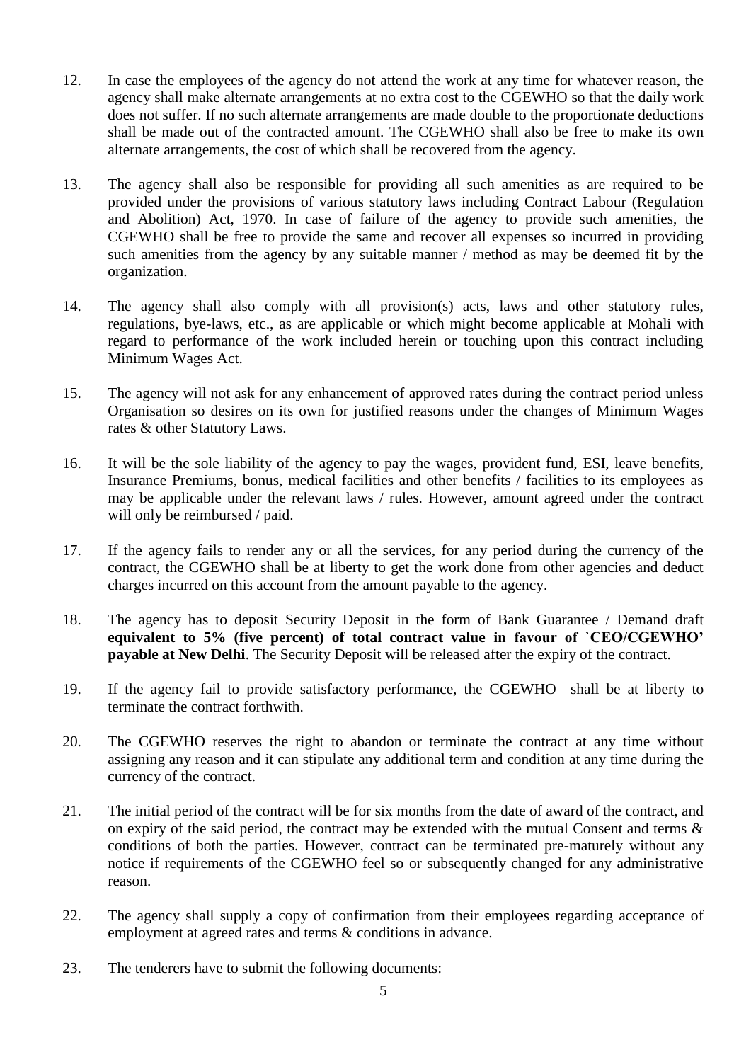12. In case the employees of the agency do not attend the work at any time for whatever reason, the agency shall make alternate arrangements at no extra cost to the CGEWHO so that the daily work does not suffer. If no such alternate arrangements are made double to the proportionate deductions shall be made out of the contracted amount. The CGEWHO shall also be free to make its own alternate arrangements, the cost of which shall be recovered from the agency.

13. The agency shall also be responsible for providing all such amenities as are required to be provided under the provisions of various statutory laws including Contract Labour (Regulation and Abolition) Act, 1970. In case of failure of the agency to provide such amenities, the CGEWHO shall be free to provide the same and recover all expenses so incurred in providing such amenities from the agency by any suitable manner / method as may be deemed fit by the organization.

14. The agency shall also comply with all provision(s) acts, laws and other statutory rules, regulations, bye-laws, etc., as are applicable or which might become applicable at Mohali with regard to performance of the work included herein or touching upon this contract including Minimum Wages Act.

15. The agency will not ask for any enhancement of approved rates during the contract period unless Organisation so desires on its own for justified reasons under the changes of Minimum Wages rates & other Statutory Laws.

16. It will be the sole liability of the agency to pay the wages, provident fund, ESI, leave benefits, Insurance Premiums, bonus, medical facilities and other benefits / facilities to its employees as may be applicable under the relevant laws / rules. However, amount agreed under the contract will only be reimbursed / paid.

17. If the agency fails to render any or all the services, for any period during the currency of the contract, the CGEWHO shall be at liberty to get the work done from other agencies and deduct charges incurred on this account from the amount payable to the agency.

18. The agency has to deposit Security Deposit in the form of Bank Guarantee / Demand draft **equivalent to 5% (five percent) of total contract value in favour of `CEO/CGEWHO' payable at New Delhi**. The Security Deposit will be released after the expiry of the contract.

19. If the agency fail to provide satisfactory performance, the CGEWHO shall be at liberty to terminate the contract forthwith.

20. The CGEWHO reserves the right to abandon or terminate the contract at any time without assigning any reason and it can stipulate any additional term and condition at any time during the currency of the contract.

21. The initial period of the contract will be for <u>six months</u> from the date of award of the contract, and on expiry of the said period, the contract may be extended with the mutual Consent and terms & conditions of both the parties. However, contract can be terminated pre-maturely without any notice if requirements of the CGEWHO feel so or subsequently changed for any administrative reason.

22. The agency shall supply a copy of confirmation from their employees regarding acceptance of employment at agreed rates and terms & conditions in advance.

23. The tenderers have to submit the following documents: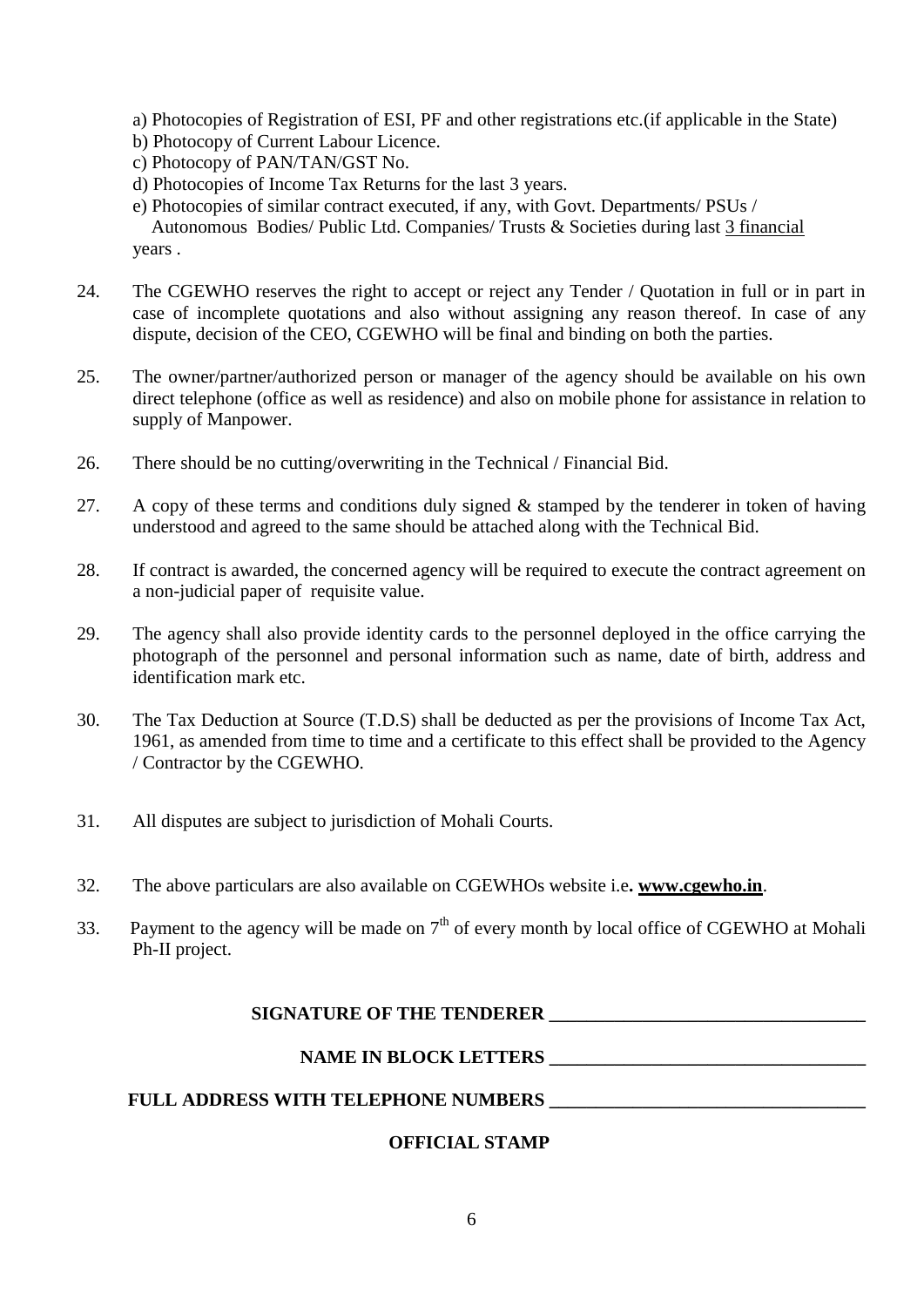a) Photocopies of Registration of ESI, PF and other registrations etc.(if applicable in the State)
b) Photocopy of Current Labour Licence.
c) Photocopy of PAN/TAN/GST No.
d) Photocopies of Income Tax Returns for the last 3 years.
e) Photocopies of similar contract executed, if any, with Govt. Departments/ PSUs / Autonomous Bodies/ Public Ltd. Companies/ Trusts & Societies during last <u>3 financial</u> years .

24. The CGEWHO reserves the right to accept or reject any Tender / Quotation in full or in part in case of incomplete quotations and also without assigning any reason thereof. In case of any dispute, decision of the CEO, CGEWHO will be final and binding on both the parties.

25. The owner/partner/authorized person or manager of the agency should be available on his own direct telephone (office as well as residence) and also on mobile phone for assistance in relation to supply of Manpower.

26. There should be no cutting/overwriting in the Technical / Financial Bid.

27. A copy of these terms and conditions duly signed & stamped by the tenderer in token of having understood and agreed to the same should be attached along with the Technical Bid.

28. If contract is awarded, the concerned agency will be required to execute the contract agreement on a non-judicial paper of requisite value.

29. The agency shall also provide identity cards to the personnel deployed in the office carrying the photograph of the personnel and personal information such as name, date of birth, address and identification mark etc.

30. The Tax Deduction at Source (T.D.S) shall be deducted as per the provisions of Income Tax Act, 1961, as amended from time to time and a certificate to this effect shall be provided to the Agency / Contractor by the CGEWHO.

31. All disputes are subject to jurisdiction of Mohali Courts.

32. The above particulars are also available on CGEWHOs website i.e**. <u>www.cgewho.in</u>**.

33. Payment to the agency will be made on 7th of every month by local office of CGEWHO at Mohali Ph-II project.

**SIGNATURE OF THE TENDERER \_\_\_\_\_\_\_\_\_\_\_\_\_\_\_\_\_\_\_\_\_\_\_\_\_\_\_\_\_\_\_\_\_\_**

**NAME IN BLOCK LETTERS \_\_\_\_\_\_\_\_\_\_\_\_\_\_\_\_\_\_\_\_\_\_\_\_\_\_\_\_\_\_\_\_\_\_**

**FULL ADDRESS WITH TELEPHONE NUMBERS \_\_\_\_\_\_\_\_\_\_\_\_\_\_\_\_\_\_\_\_\_\_\_\_\_\_\_\_\_\_\_\_\_\_**

**OFFICIAL STAMP**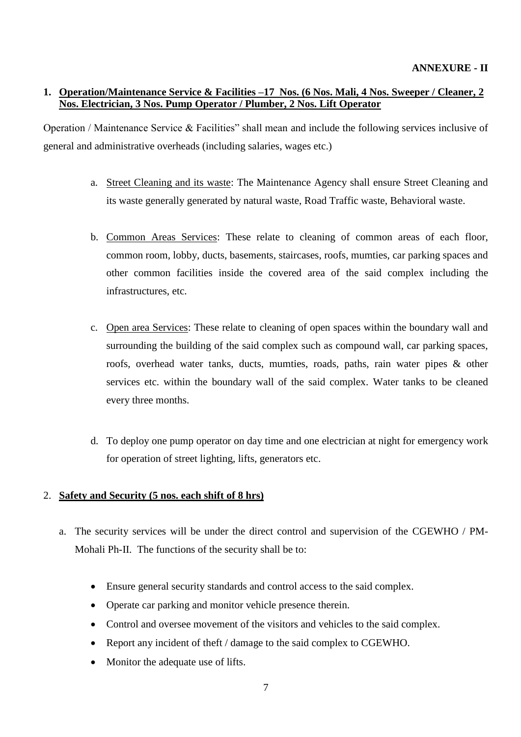**ANNEXURE - II**

**1. Operation/Maintenance Service & Facilities –17 Nos. (6 Nos. Mali, 4 Nos. Sweeper / Cleaner, 2 Nos. Electrician, 3 Nos. Pump Operator / Plumber, 2 Nos. Lift Operator**

Operation / Maintenance Service & Facilities" shall mean and include the following services inclusive of general and administrative overheads (including salaries, wages etc.)

a. Street Cleaning and its waste: The Maintenance Agency shall ensure Street Cleaning and its waste generally generated by natural waste, Road Traffic waste, Behavioral waste.

b. Common Areas Services: These relate to cleaning of common areas of each floor, common room, lobby, ducts, basements, staircases, roofs, mumties, car parking spaces and other common facilities inside the covered area of the said complex including the infrastructures, etc.

c. Open area Services: These relate to cleaning of open spaces within the boundary wall and surrounding the building of the said complex such as compound wall, car parking spaces, roofs, overhead water tanks, ducts, mumties, roads, paths, rain water pipes & other services etc. within the boundary wall of the said complex. Water tanks to be cleaned every three months.

d. To deploy one pump operator on day time and one electrician at night for emergency work for operation of street lighting, lifts, generators etc.

2. **Safety and Security (5 nos. each shift of 8 hrs)**

a. The security services will be under the direct control and supervision of the CGEWHO / PM-Mohali Ph-II. The functions of the security shall be to:

- Ensure general security standards and control access to the said complex.
- Operate car parking and monitor vehicle presence therein.
- Control and oversee movement of the visitors and vehicles to the said complex.
- Report any incident of theft / damage to the said complex to CGEWHO.
- Monitor the adequate use of lifts.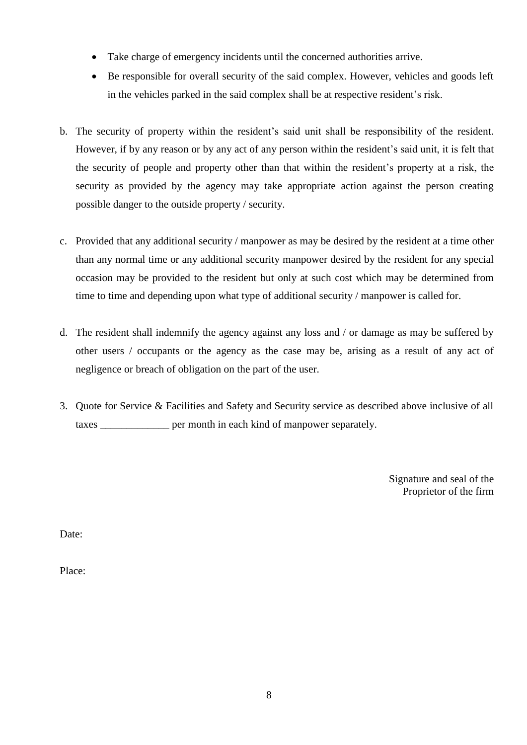- Take charge of emergency incidents until the concerned authorities arrive.
- Be responsible for overall security of the said complex. However, vehicles and goods left in the vehicles parked in the said complex shall be at respective resident's risk.

b. The security of property within the resident's said unit shall be responsibility of the resident. However, if by any reason or by any act of any person within the resident's said unit, it is felt that the security of people and property other than that within the resident's property at a risk, the security as provided by the agency may take appropriate action against the person creating possible danger to the outside property / security.

c. Provided that any additional security / manpower as may be desired by the resident at a time other than any normal time or any additional security manpower desired by the resident for any special occasion may be provided to the resident but only at such cost which may be determined from time to time and depending upon what type of additional security / manpower is called for.

d. The resident shall indemnify the agency against any loss and / or damage as may be suffered by other users / occupants or the agency as the case may be, arising as a result of any act of negligence or breach of obligation on the part of the user.

3. Quote for Service & Facilities and Safety and Security service as described above inclusive of all taxes _____________ per month in each kind of manpower separately.

Signature and seal of the
Proprietor of the firm

Date:

Place: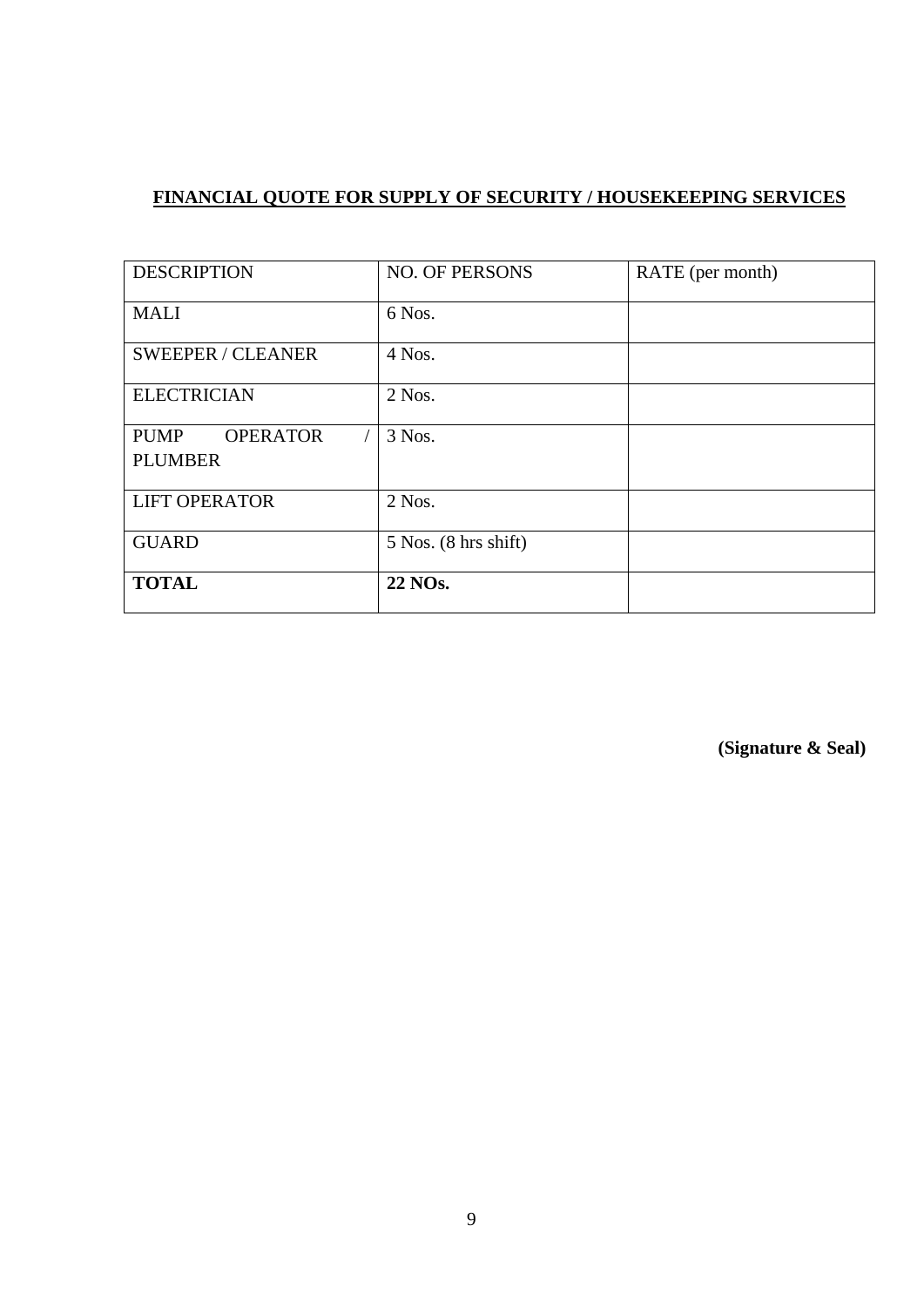**FINANCIAL QUOTE FOR SUPPLY OF SECURITY / HOUSEKEEPING SERVICES**

| DESCRIPTION | NO. OF PERSONS | RATE (per month) |
|---|---|---|
| MALI | 6 Nos. | |
| SWEEPER / CLEANER | 4 Nos. | |
| ELECTRICIAN | 2 Nos. | |
| PUMP OPERATOR / PLUMBER | 3 Nos. | |
| LIFT OPERATOR | 2 Nos. | |
| GUARD | 5 Nos. (8 hrs shift) | |
| **TOTAL** | **22 NOs.** | |

**(Signature & Seal)**